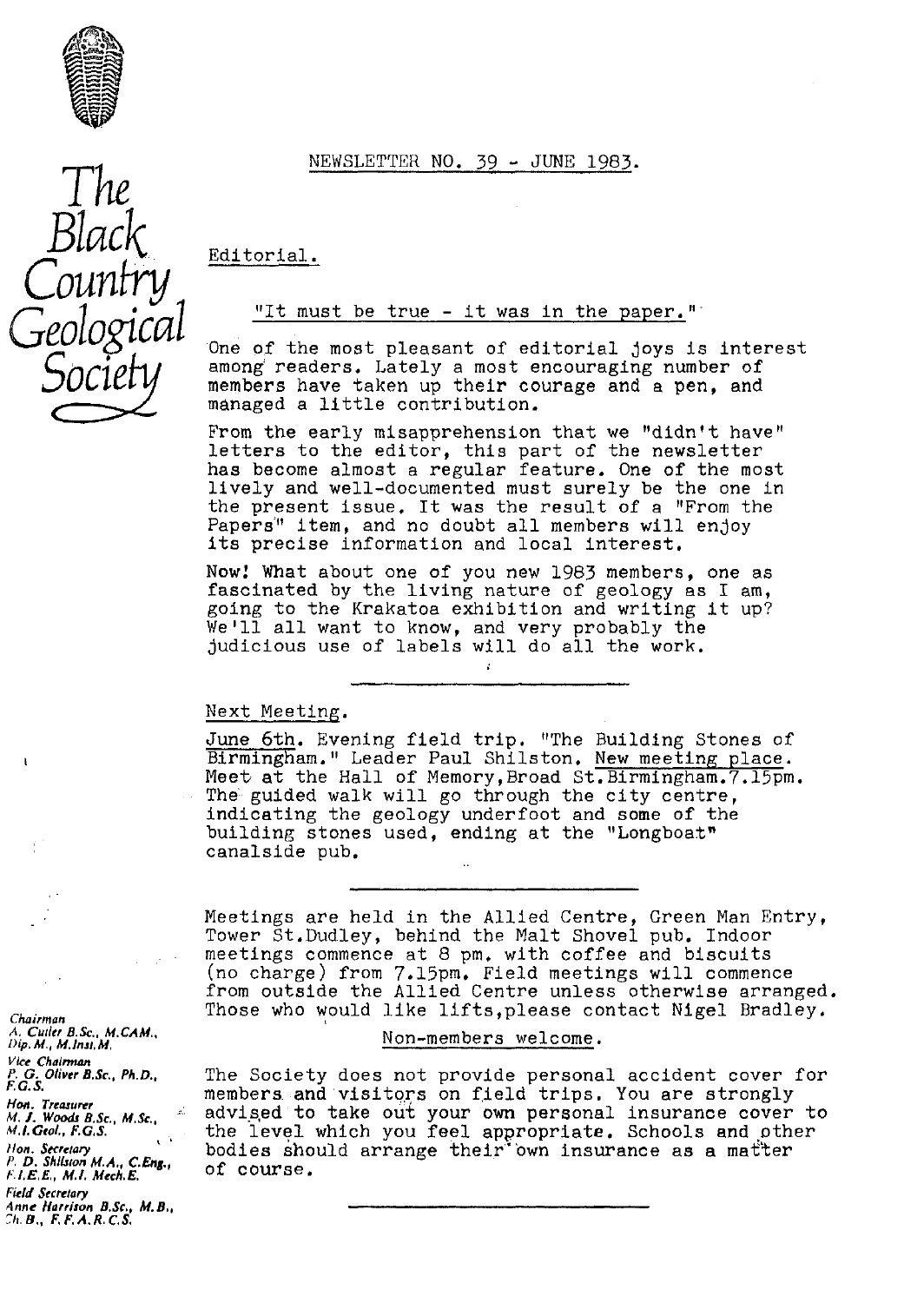# The Black Country Geological Society

NEWSLETTER NO. 39 - JUNE 1983.

## Editorial.

"It must be true - it was in the paper."

One of the most pleasant of editorial joys is interest among readers. Lately a most encouraging number of members have taken up their courage and a pen, and managed a little contribution.

From the early misapprehension that we "didn't have" letters to the editor, this part of the newsletter has become almost a regular feature. One of the most lively and well-documented must surely be the one in the present issue. It was the result of a "From the Papers" item, and no doubt all members will enjoy its precise information and local interest.

Now! What about one of you new 1983 members, one as fascinated by the living nature of geology as I am, going to the Krakatoa exhibition and writing it up? We'll all want to know, and very probably the judicious use of labels will do all the work.

---

## Next Meeting.

June 6th. Evening field trip. "The Building Stones of Birmingham." Leader Paul Shilston. New meeting place. Meet at the Hall of Memory, Broad St. Birmingham. 7.15pm. The guided walk will go through the city centre, indicating the geology underfoot and some of the building stones used, ending at the "Longboat" canalside pub.

---

Meetings are held in the Allied Centre, Green Man Entry, Tower St. Dudley, behind the Malt Shovel pub. Indoor meetings commence at 8 pm. with coffee and biscuits (no charge) from 7.15pm. Field meetings will commence from outside the Allied Centre unless otherwise arranged. Those who would like lifts, please contact Nigel Bradley.

Non-members welcome.

The Society does not provide personal accident cover for members and visitors on field trips. You are strongly advised to take out your own personal insurance cover to the level which you feel appropriate. Schools and other bodies should arrange their own insurance as a matter of course.

---

*Chairman*
A. Cutler B.Sc., M.CAM., Dip.M., M.Inst.M.

*Vice Chairman*
P. G. Oliver B.Sc., Ph.D., F.G.S.

*Hon. Treasurer*
M. J. Woods B.Sc., M.Sc., M.I.Geol., F.G.S.

*Hon. Secretary*
P. D. Shilston M.A., C.Eng., F.I.E.E., M.I. Mech.E.

*Field Secretary*
Anne Harrison B.Sc., M.B., Ch.B., F.F.A.R.C.S.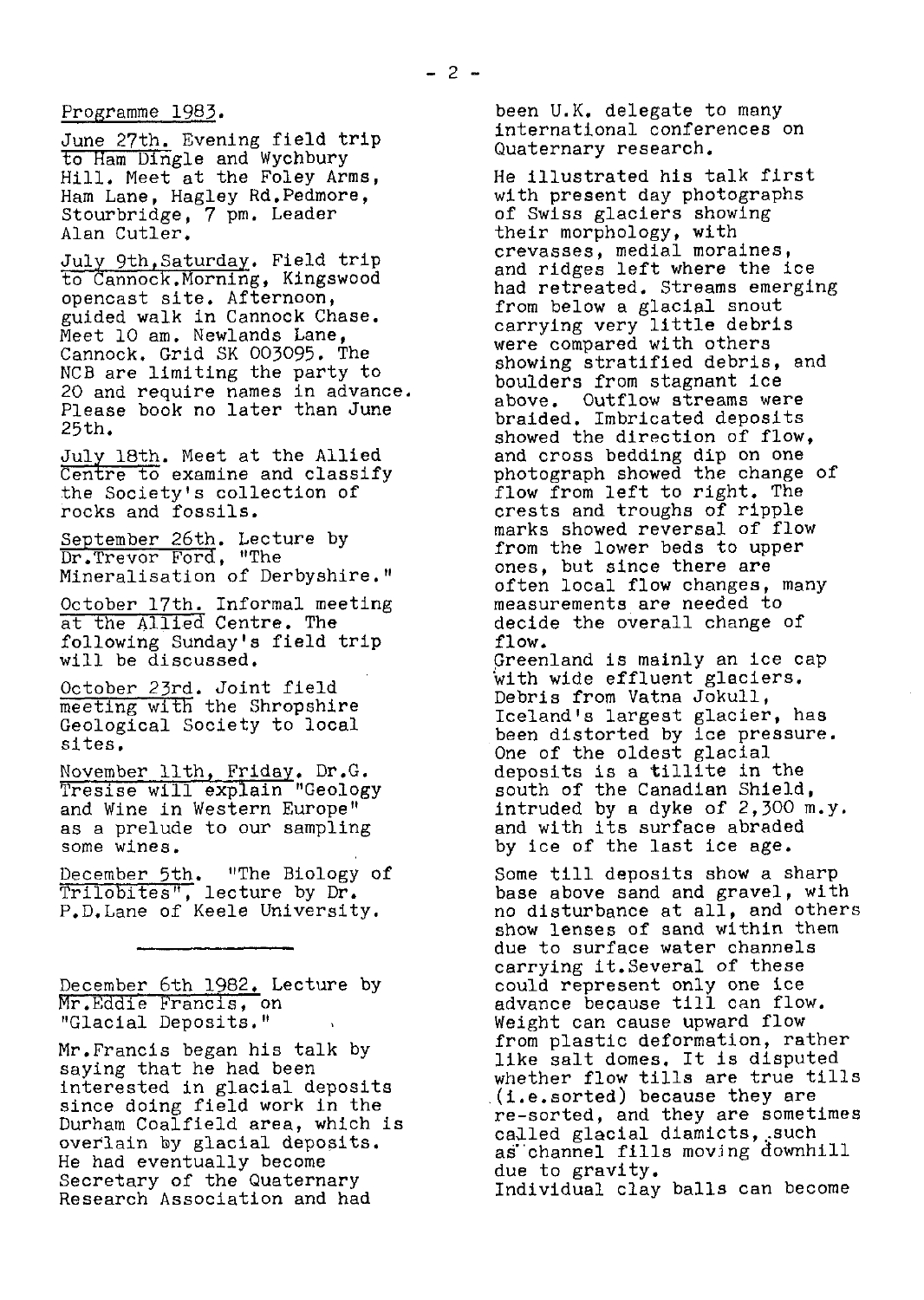Programme 1983.

June 27th. Evening field trip to Ham Dingle and Wychbury Hill. Meet at the Foley Arms, Ham Lane, Hagley Rd.Pedmore, Stourbridge, 7 pm. Leader Alan Cutler.

July 9th,Saturday. Field trip to Cannock.Morning, Kingswood opencast site. Afternoon, guided walk in Cannock Chase. Meet 10 am. Newlands Lane, Cannock. Grid SK 003095. The NCB are limiting the party to 20 and require names in advance. Please book no later than June 25th.

July 18th. Meet at the Allied Centre to examine and classify the Society's collection of rocks and fossils.

September 26th. Lecture by Dr.Trevor Ford, "The Mineralisation of Derbyshire."

October 17th. Informal meeting at the Allied Centre. The following Sunday's field trip will be discussed.

October 23rd. Joint field meeting with the Shropshire Geological Society to local sites.

November 11th, Friday. Dr.G. Tresise will explain "Geology and Wine in Western Europe" as a prelude to our sampling some wines.

December 5th. "The Biology of Trilobites", lecture by Dr. P.D.Lane of Keele University.

---

December 6th 1982. Lecture by Mr.Eddie Francis, on "Glacial Deposits."

Mr.Francis began his talk by saying that he had been interested in glacial deposits since doing field work in the Durham Coalfield area, which is overlain by glacial deposits. He had eventually become Secretary of the Quaternary Research Association and had been U.K. delegate to many international conferences on Quaternary research.

He illustrated his talk first with present day photographs of Swiss glaciers showing their morphology, with crevasses, medial moraines, and ridges left where the ice had retreated. Streams emerging from below a glacial snout carrying very little debris were compared with others showing stratified debris, and boulders from stagnant ice above. Outflow streams were braided. Imbricated deposits showed the direction of flow, and cross bedding dip on one photograph showed the change of flow from left to right. The crests and troughs of ripple marks showed reversal of flow from the lower beds to upper ones, but since there are often local flow changes, many measurements are needed to decide the overall change of flow.

Greenland is mainly an ice cap with wide effluent glaciers. Debris from Vatna Jokull, Iceland's largest glacier, has been distorted by ice pressure. One of the oldest glacial deposits is a tillite in the south of the Canadian Shield, intruded by a dyke of 2,300 m.y. and with its surface abraded by ice of the last ice age.

Some till deposits show a sharp base above sand and gravel, with no disturbance at all, and others show lenses of sand within them due to surface water channels carrying it.Several of these could represent only one ice advance because till can flow. Weight can cause upward flow from plastic deformation, rather like salt domes. It is disputed whether flow tills are true tills (i.e.sorted) because they are re-sorted, and they are sometimes called glacial diamicts, such as channel fills moving downhill due to gravity.

Individual clay balls can become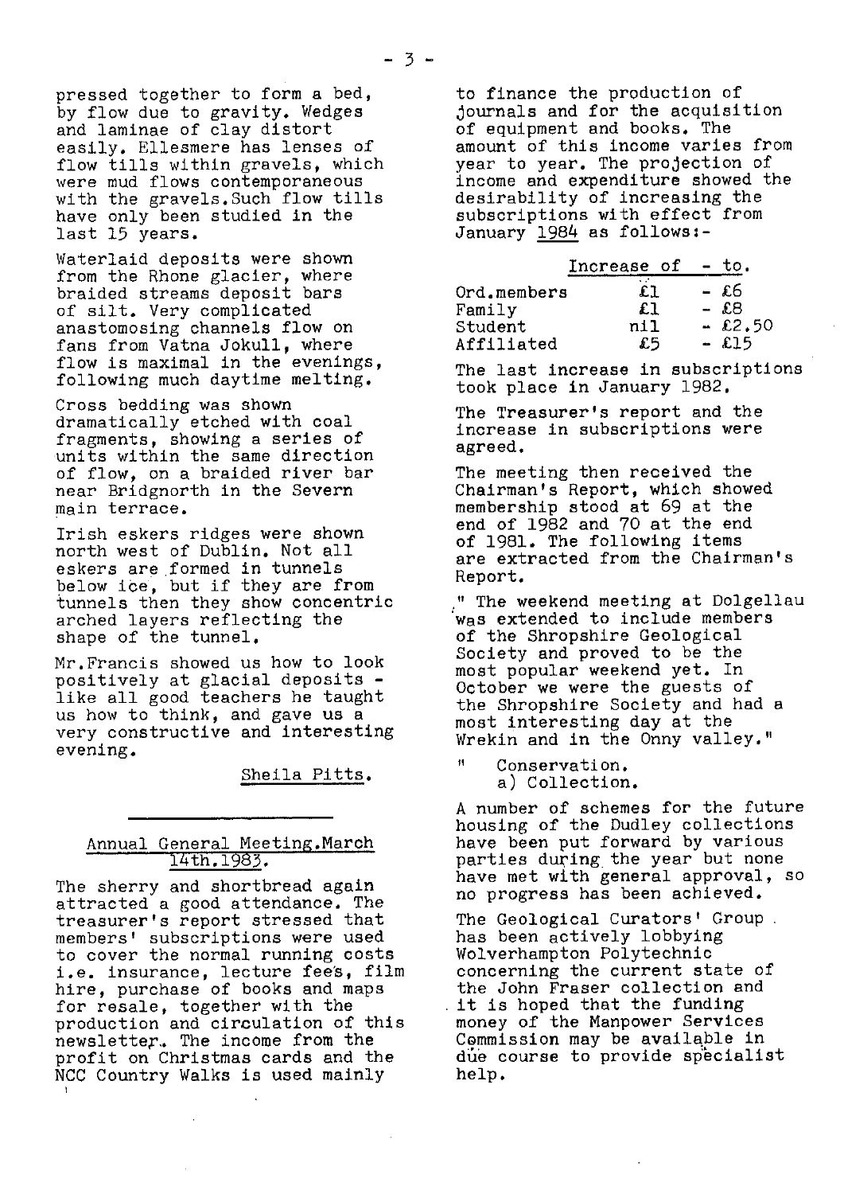pressed together to form a bed, by flow due to gravity. Wedges and laminae of clay distort easily. Ellesmere has lenses of flow tills within gravels, which were mud flows contemporaneous with the gravels. Such flow tills have only been studied in the last 15 years.

Waterlaid deposits were shown from the Rhone glacier, where braided streams deposit bars of silt. Very complicated anastomosing channels flow on fans from Vatna Jokull, where flow is maximal in the evenings, following much daytime melting.

Cross bedding was shown dramatically etched with coal fragments, showing a series of units within the same direction of flow, on a braided river bar near Bridgnorth in the Severn main terrace.

Irish eskers ridges were shown north west of Dublin. Not all eskers are formed in tunnels below ice, but if they are from tunnels then they show concentric arched layers reflecting the shape of the tunnel.

Mr. Francis showed us how to look positively at glacial deposits - like all good teachers he taught us how to think, and gave us a very constructive and interesting evening.

Sheila Pitts.

## Annual General Meeting. March 14th. 1983.

The sherry and shortbread again attracted a good attendance. The treasurer's report stressed that members' subscriptions were used to cover the normal running costs i.e. insurance, lecture fees, film hire, purchase of books and maps for resale, together with the production and circulation of this newsletter. The income from the profit on Christmas cards and the NCC Country Walks is used mainly to finance the production of journals and for the acquisition of equipment and books. The amount of this income varies from year to year. The projection of income and expenditure showed the desirability of increasing the subscriptions with effect from January 1984 as follows:-

| | Increase of | - to. |
|---|---|---|
| Ord. members | £1 | - £6 |
| Family | £1 | - £8 |
| Student | nil | - £2.50 |
| Affiliated | £5 | - £15 |

The last increase in subscriptions took place in January 1982.

The Treasurer's report and the increase in subscriptions were agreed.

The meeting then received the Chairman's Report, which showed membership stood at 69 at the end of 1982 and 70 at the end of 1981. The following items are extracted from the Chairman's Report.

" The weekend meeting at Dolgellau was extended to include members of the Shropshire Geological Society and proved to be the most popular weekend yet. In October we were the guests of the Shropshire Society and had a most interesting day at the Wrekin and in the Onny valley."

" Conservation.
a) Collection.

A number of schemes for the future housing of the Dudley collections have been put forward by various parties during the year but none have met with general approval, so no progress has been achieved.

The Geological Curators' Group has been actively lobbying Wolverhampton Polytechnic concerning the current state of the John Fraser collection and it is hoped that the funding money of the Manpower Services Commission may be available in due course to provide specialist help.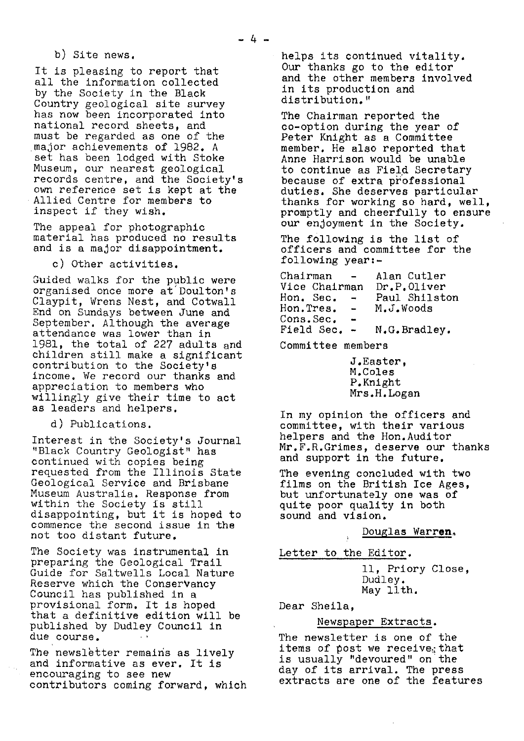b) Site news.

It is pleasing to report that all the information collected by the Society in the Black Country geological site survey has now been incorporated into national record sheets, and must be regarded as one of the major achievements of 1982. A set has been lodged with Stoke Museum, our nearest geological records centre, and the Society's own reference set is kept at the Allied Centre for members to inspect if they wish.

The appeal for photographic material has produced no results and is a major disappointment.

c) Other activities.

Guided walks for the public were organised once more at Doulton's Claypit, Wrens Nest, and Cotwall End on Sundays between June and September. Although the average attendance was lower than in 1981, the total of 227 adults and children still make a significant contribution to the Society's income. We record our thanks and appreciation to members who willingly give their time to act as leaders and helpers.

d) Publications.

Interest in the Society's Journal "Black Country Geologist" has continued with copies being requested from the Illinois State Geological Service and Brisbane Museum Australia. Response from within the Society is still disappointing, but it is hoped to commence the second issue in the not too distant future.

The Society was instrumental in preparing the Geological Trail Guide for Saltwells Local Nature Reserve which the Conservancy Council has published in a provisional form. It is hoped that a definitive edition will be published by Dudley Council in due course.

The newsletter remains as lively and informative as ever. It is encouraging to see new contributors coming forward, which helps its continued vitality. Our thanks go to the editor and the other members involved in its production and distribution."

The Chairman reported the co-option during the year of Peter Knight as a Committee member. He also reported that Anne Harrison would be unable to continue as Field Secretary because of extra professional duties. She deserves particular thanks for working so hard, well, promptly and cheerfully to ensure our enjoyment in the Society.

The following is the list of officers and committee for the following year:-

Chairman - Alan Cutler
Vice Chairman Dr.P.Oliver
Hon. Sec. - Paul Shilston
Hon.Tres. - M.J.Woods
Cons.Sec. -
Field Sec. - N.G.Bradley.

Committee members

J.Easter,
M.Coles
P.Knight
Mrs.H.Logan

In my opinion the officers and committee, with their various helpers and the Hon.Auditor Mr.F.R.Grimes, deserve our thanks and support in the future.

The evening concluded with two films on the British Ice Ages, but unfortunately one was of quite poor quality in both sound and vision.

Douglas Warren.

## Letter to the Editor.

11, Priory Close,
Dudley.
May 11th.

Dear Sheila,

Newspaper Extracts.

The newsletter is one of the items of post we receive that is usually "devoured" on the day of its arrival. The press extracts are one of the features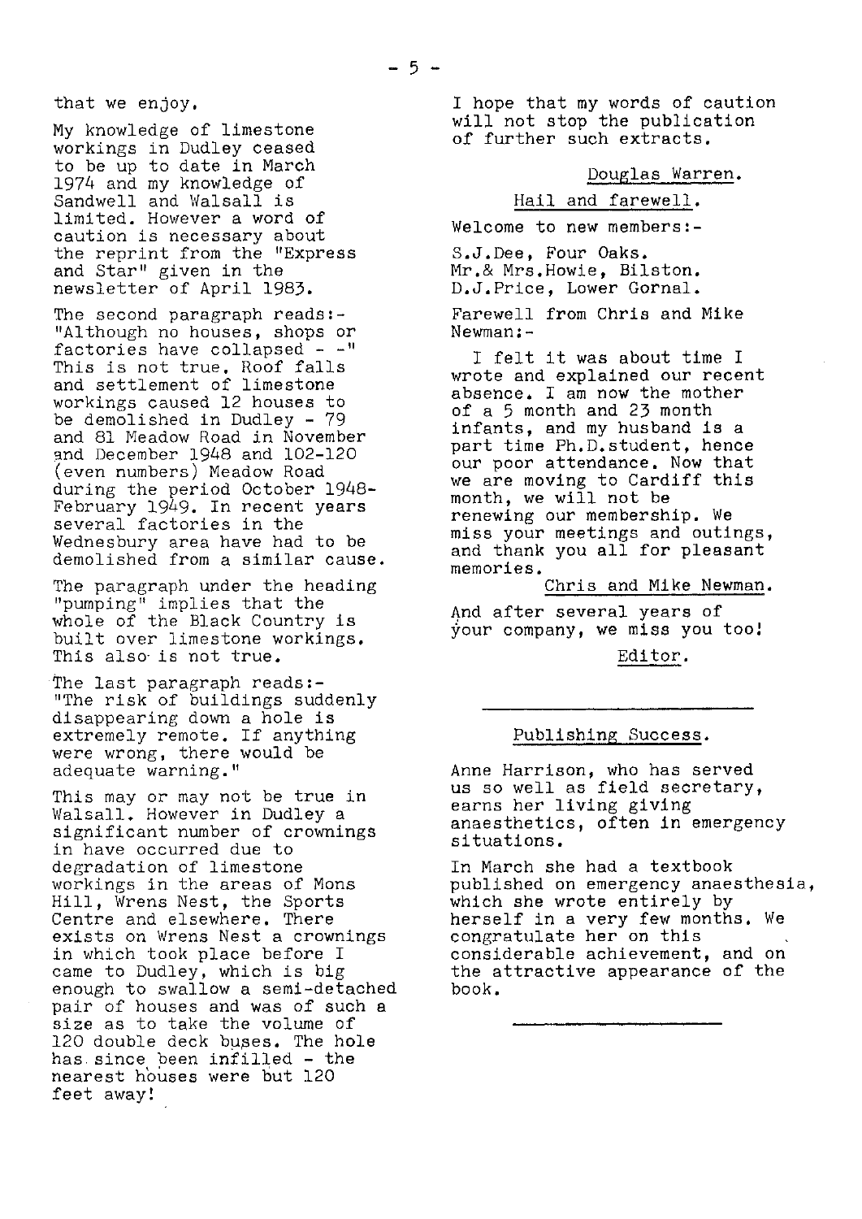that we enjoy.

My knowledge of limestone workings in Dudley ceased to be up to date in March 1974 and my knowledge of Sandwell and Walsall is limited. However a word of caution is necessary about the reprint from the "Express and Star" given in the newsletter of April 1983.

The second paragraph reads:- "Although no houses, shops or factories have collapsed - -" This is not true. Roof falls and settlement of limestone workings caused 12 houses to be demolished in Dudley - 79 and 81 Meadow Road in November and December 1948 and 102-120 (even numbers) Meadow Road during the period October 1948-February 1949. In recent years several factories in the Wednesbury area have had to be demolished from a similar cause.

The paragraph under the heading "pumping" implies that the whole of the Black Country is built over limestone workings. This also is not true.

The last paragraph reads:- "The risk of buildings suddenly disappearing down a hole is extremely remote. If anything were wrong, there would be adequate warning."

This may or may not be true in Walsall. However in Dudley a significant number of crownings in have occurred due to degradation of limestone workings in the areas of Mons Hill, Wrens Nest, the Sports Centre and elsewhere. There exists on Wrens Nest a crownings in which took place before I came to Dudley, which is big enough to swallow a semi-detached pair of houses and was of such a size as to take the volume of 120 double deck buses. The hole has since been infilled - the nearest houses were but 120 feet away!

I hope that my words of caution will not stop the publication of further such extracts.

Douglas Warren.

## Hail and farewell.

Welcome to new members:-

S.J.Dee, Four Oaks.
Mr.& Mrs.Howie, Bilston.
D.J.Price, Lower Gornal.

Farewell from Chris and Mike Newman:-

I felt it was about time I wrote and explained our recent absence. I am now the mother of a 5 month and 23 month infants, and my husband is a part time Ph.D.student, hence our poor attendance. Now that we are moving to Cardiff this month, we will not be renewing our membership. We miss your meetings and outings, and thank you all for pleasant memories.

Chris and Mike Newman.

And after several years of your company, we miss you too!

Editor.

---

## Publishing Success.

Anne Harrison, who has served us so well as field secretary, earns her living giving anaesthetics, often in emergency situations.

In March she had a textbook published on emergency anaesthesia, which she wrote entirely by herself in a very few months. We congratulate her on this considerable achievement, and on the attractive appearance of the book.

---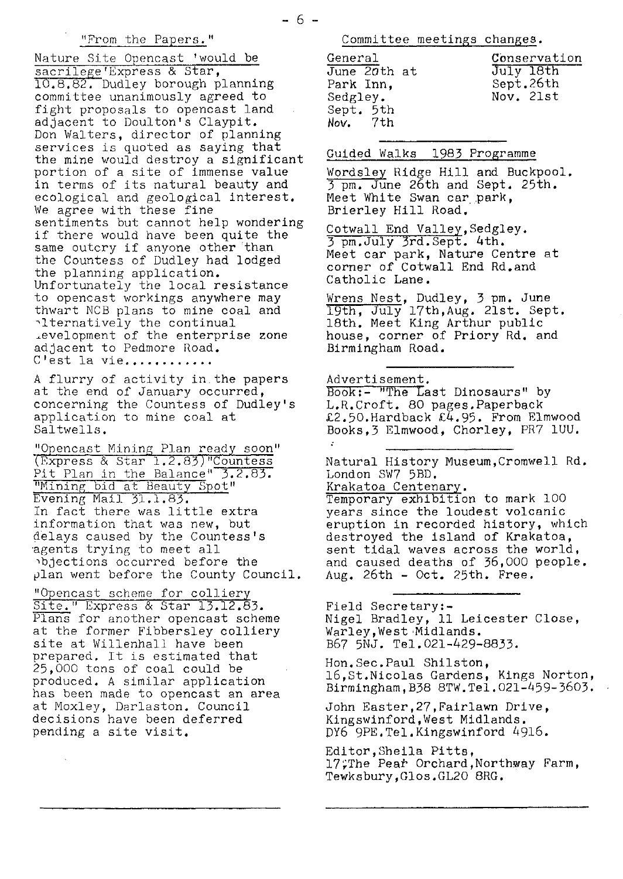## "From the Papers."

Nature Site Opencast 'would be sacrilege'Express & Star, 10.8.82. Dudley borough planning committee unanimously agreed to fight proposals to opencast land adjacent to Doulton's Claypit. Don Walters, director of planning services is quoted as saying that the mine would destroy a significant portion of a site of immense value in terms of its natural beauty and ecological and geological interest. We agree with these fine sentiments but cannot help wondering if there would have been quite the same outcry if anyone other than the Countess of Dudley had lodged the planning application. Unfortunately the local resistance to opencast workings anywhere may thwart NCB plans to mine coal and alternatively the continual development of the enterprise zone adjacent to Pedmore Road. C'est la vie...........

A flurry of activity in the papers at the end of January occurred, concerning the Countess of Dudley's application to mine coal at Saltwells.

"Opencast Mining Plan ready soon" (Express & Star 1.2.83)"Countess Pit Plan in the Balance" 3.2.83. "Mining bid at Beauty Spot" Evening Mail 31.1.83. In fact there was little extra information that was new, but delays caused by the Countess's agents trying to meet all objections occurred before the plan went before the County Council.

"Opencast scheme for colliery Site." Express & Star 13.12.83. Plans for another opencast scheme at the former Fibbersley colliery site at Willenhall have been prepared. It is estimated that 25,000 tons of coal could be produced. A similar application has been made to opencast an area at Moxley, Darlaston. Council decisions have been deferred pending a site visit.

## Committee meetings changes.

| General | Conservation |
|---|---|
| June 20th at Park Inn, Sedgley. | July 18th |
| Sept. 5th | Sept.26th |
| Nov. 7th | Nov. 21st |

## Guided Walks 1983 Programme

Wordsley Ridge Hill and Buckpool. 3 pm. June 26th and Sept. 25th. Meet White Swan car park, Brierley Hill Road.

Cotwall End Valley, Sedgley. 3 pm. July 3rd. Sept. 4th. Meet car park, Nature Centre at corner of Cotwall End Rd. and Catholic Lane.

Wrens Nest, Dudley, 3 pm. June 19th, July 17th, Aug. 21st. Sept. 18th. Meet King Arthur public house, corner of Priory Rd. and Birmingham Road.

## Advertisement.

Book:- "The Last Dinosaurs" by L.R.Croft. 80 pages. Paperback £2.50. Hardback £4.95. From Elmwood Books, 3 Elmwood, Chorley, PR7 1UU.

Natural History Museum, Cromwell Rd. London SW7 5BD.

Krakatoa Centenary.

Temporary exhibition to mark 100 years since the loudest volcanic eruption in recorded history, which destroyed the island of Krakatoa, sent tidal waves across the world, and caused deaths of 36,000 people. Aug. 26th - Oct. 25th. Free.

Field Secretary:-
Nigel Bradley, 11 Leicester Close, Warley, West Midlands. B67 5NJ. Tel.021-429-8833.

Hon.Sec. Paul Shilston, 16, St.Nicolas Gardens, Kings Norton, Birmingham, B38 8TW. Tel.021-459-3603.

John Easter, 27, Fairlawn Drive, Kingswinford, West Midlands. DY6 9PE. Tel. Kingswinford 4916.

Editor, Sheila Pitts, 17, The Pear Orchard, Northway Farm, Tewksbury, Glos. GL20 8RG.